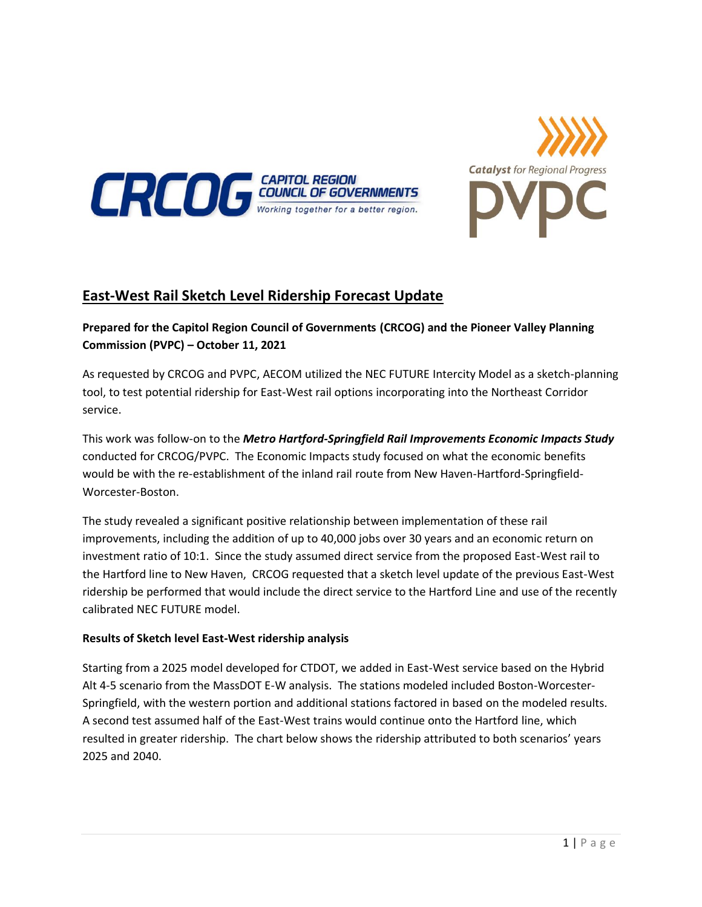CRCOG CAPITAL REGION COUNCIL OF GOVERNMENTS *Working together for a better region.*

*Catalyst for Regional Progress* PVPC

# East-West Rail Sketch Level Ridership Forecast Update

**Prepared for the Capitol Region Council of Governments (CRCOG) and the Pioneer Valley Planning Commission (PVPC) – October 11, 2021**

As requested by CRCOG and PVPC, AECOM utilized the NEC FUTURE Intercity Model as a sketch-planning tool, to test potential ridership for East-West rail options incorporating into the Northeast Corridor service.

This work was follow-on to the ***Metro Hartford-Springfield Rail Improvements Economic Impacts Study*** conducted for CRCOG/PVPC. The Economic Impacts study focused on what the economic benefits would be with the re-establishment of the inland rail route from New Haven-Hartford-Springfield-Worcester-Boston.

The study revealed a significant positive relationship between implementation of these rail improvements, including the addition of up to 40,000 jobs over 30 years and an economic return on investment ratio of 10:1. Since the study assumed direct service from the proposed East-West rail to the Hartford line to New Haven, CRCOG requested that a sketch level update of the previous East-West ridership be performed that would include the direct service to the Hartford Line and use of the recently calibrated NEC FUTURE model.

**Results of Sketch level East-West ridership analysis**

Starting from a 2025 model developed for CTDOT, we added in East-West service based on the Hybrid Alt 4-5 scenario from the MassDOT E-W analysis. The stations modeled included Boston-Worcester-Springfield, with the western portion and additional stations factored in based on the modeled results. A second test assumed half of the East-West trains would continue onto the Hartford line, which resulted in greater ridership. The chart below shows the ridership attributed to both scenarios' years 2025 and 2040.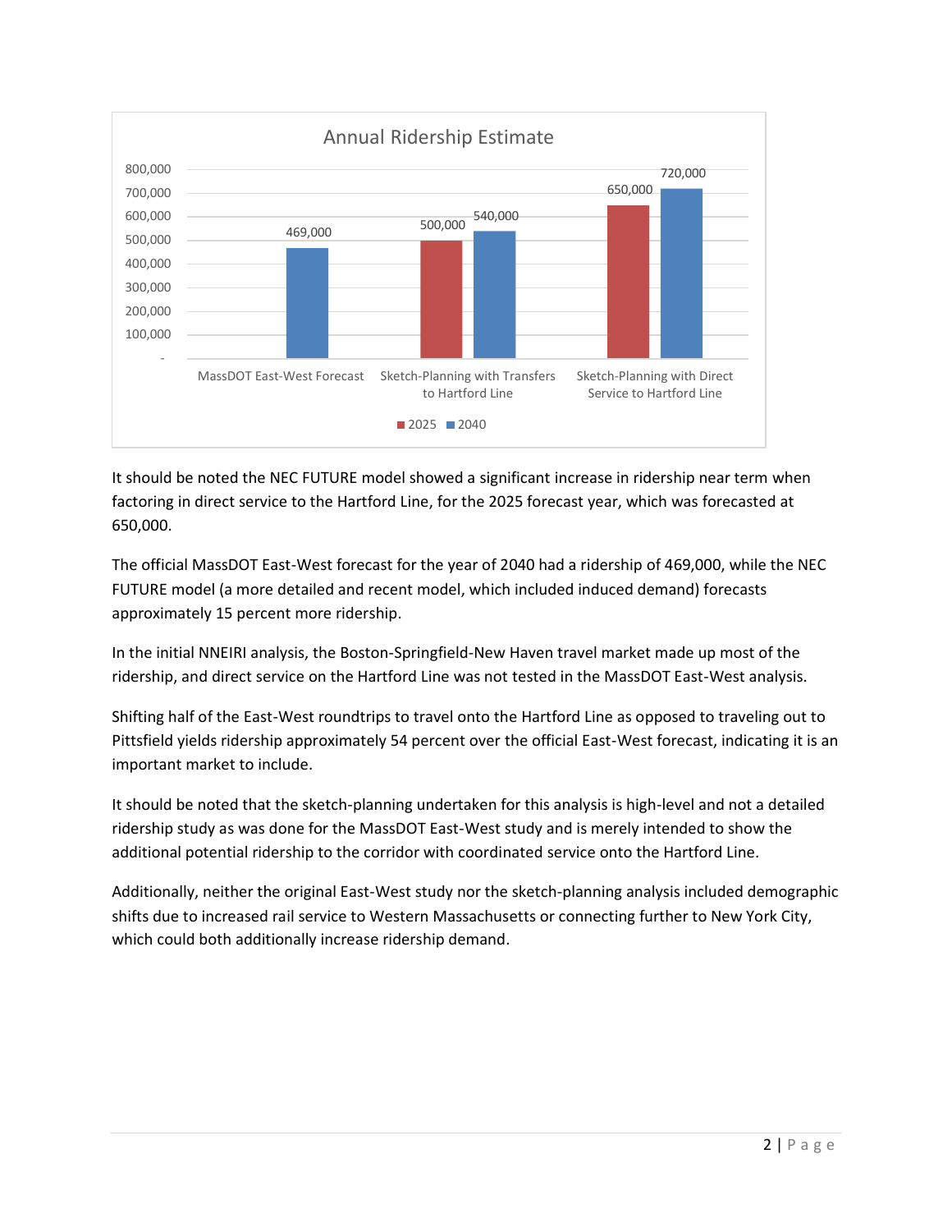Annual Ridership Estimate

800,000
700,000
600,000
500,000
400,000
300,000
200,000
100,000
-

469,000
500,000
540,000
650,000
720,000

MassDOT East-West Forecast
Sketch-Planning with Transfers to Hartford Line
Sketch-Planning with Direct Service to Hartford Line

2025
2040

It should be noted the NEC FUTURE model showed a significant increase in ridership near term when factoring in direct service to the Hartford Line, for the 2025 forecast year, which was forecasted at 650,000.

The official MassDOT East-West forecast for the year of 2040 had a ridership of 469,000, while the NEC FUTURE model (a more detailed and recent model, which included induced demand) forecasts approximately 15 percent more ridership.

In the initial NNEIRI analysis, the Boston-Springfield-New Haven travel market made up most of the ridership, and direct service on the Hartford Line was not tested in the MassDOT East-West analysis.

Shifting half of the East-West roundtrips to travel onto the Hartford Line as opposed to traveling out to Pittsfield yields ridership approximately 54 percent over the official East-West forecast, indicating it is an important market to include.

It should be noted that the sketch-planning undertaken for this analysis is high-level and not a detailed ridership study as was done for the MassDOT East-West study and is merely intended to show the additional potential ridership to the corridor with coordinated service onto the Hartford Line.

Additionally, neither the original East-West study nor the sketch-planning analysis included demographic shifts due to increased rail service to Western Massachusetts or connecting further to New York City, which could both additionally increase ridership demand.